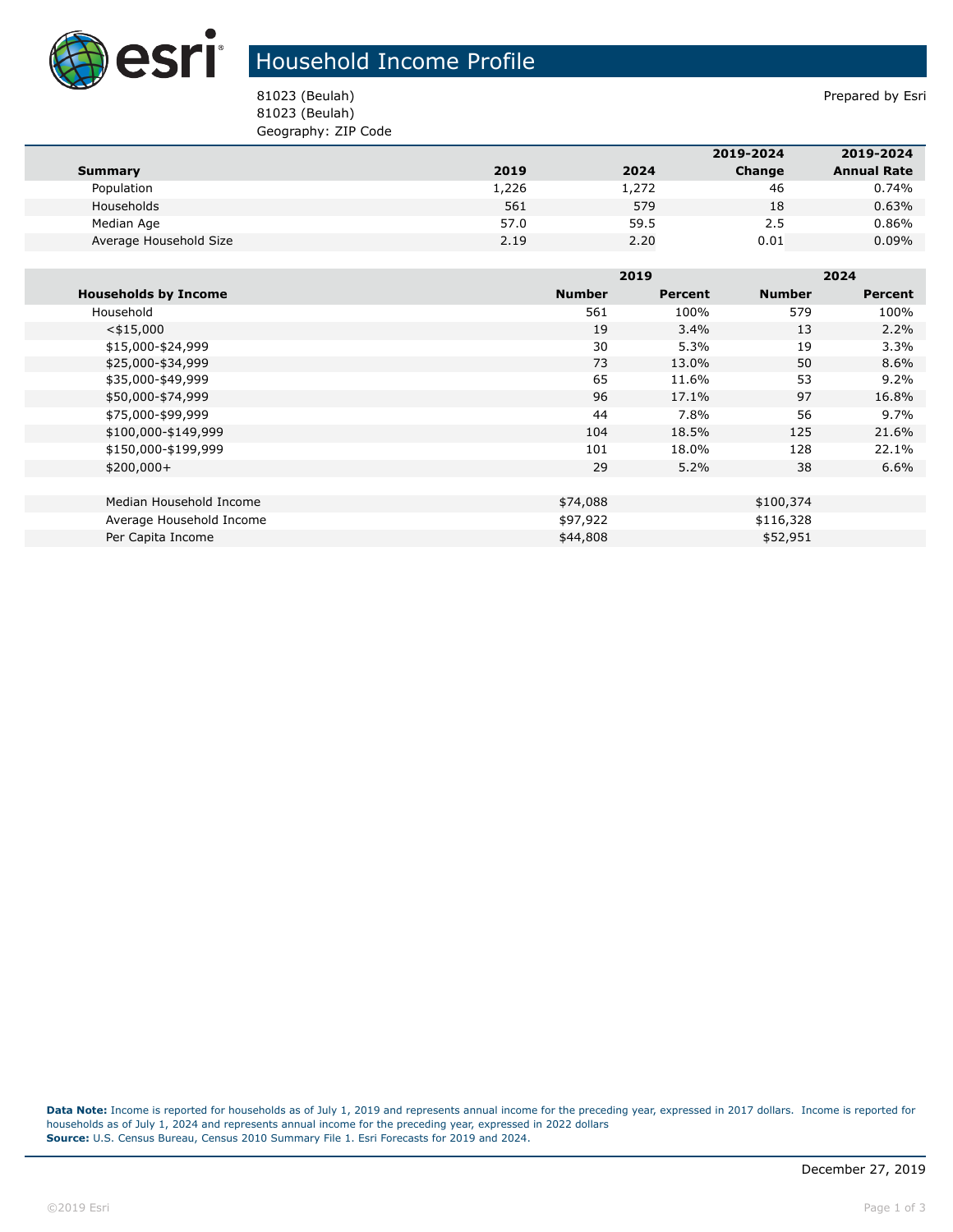# Household Income Profile

81023 (Beulah)
81023 (Beulah)
Geography: ZIP Code

Prepared by Esri

| Summary | 2019 | 2024 | 2019-2024 Change | 2019-2024 Annual Rate |
|---|---|---|---|---|
| Population | 1,226 | 1,272 | 46 | 0.74% |
| Households | 561 | 579 | 18 | 0.63% |
| Median Age | 57.0 | 59.5 | 2.5 | 0.86% |
| Average Household Size | 2.19 | 2.20 | 0.01 | 0.09% |

| | 2019 | | 2024 | |
|---|---|---|---|---|
| **Households by Income** | **Number** | **Percent** | **Number** | **Percent** |
| Household | 561 | 100% | 579 | 100% |
| <$15,000 | 19 | 3.4% | 13 | 2.2% |
| $15,000-$24,999 | 30 | 5.3% | 19 | 3.3% |
| $25,000-$34,999 | 73 | 13.0% | 50 | 8.6% |
| $35,000-$49,999 | 65 | 11.6% | 53 | 9.2% |
| $50,000-$74,999 | 96 | 17.1% | 97 | 16.8% |
| $75,000-$99,999 | 44 | 7.8% | 56 | 9.7% |
| $100,000-$149,999 | 104 | 18.5% | 125 | 21.6% |
| $150,000-$199,999 | 101 | 18.0% | 128 | 22.1% |
| $200,000+ | 29 | 5.2% | 38 | 6.6% |
| | | | | |
| Median Household Income | $74,088 | | $100,374 | |
| Average Household Income | $97,922 | | $116,328 | |
| Per Capita Income | $44,808 | | $52,951 | |

**Data Note:** Income is reported for households as of July 1, 2019 and represents annual income for the preceding year, expressed in 2017 dollars. Income is reported for households as of July 1, 2024 and represents annual income for the preceding year, expressed in 2022 dollars
**Source:** U.S. Census Bureau, Census 2010 Summary File 1. Esri Forecasts for 2019 and 2024.

December 27, 2019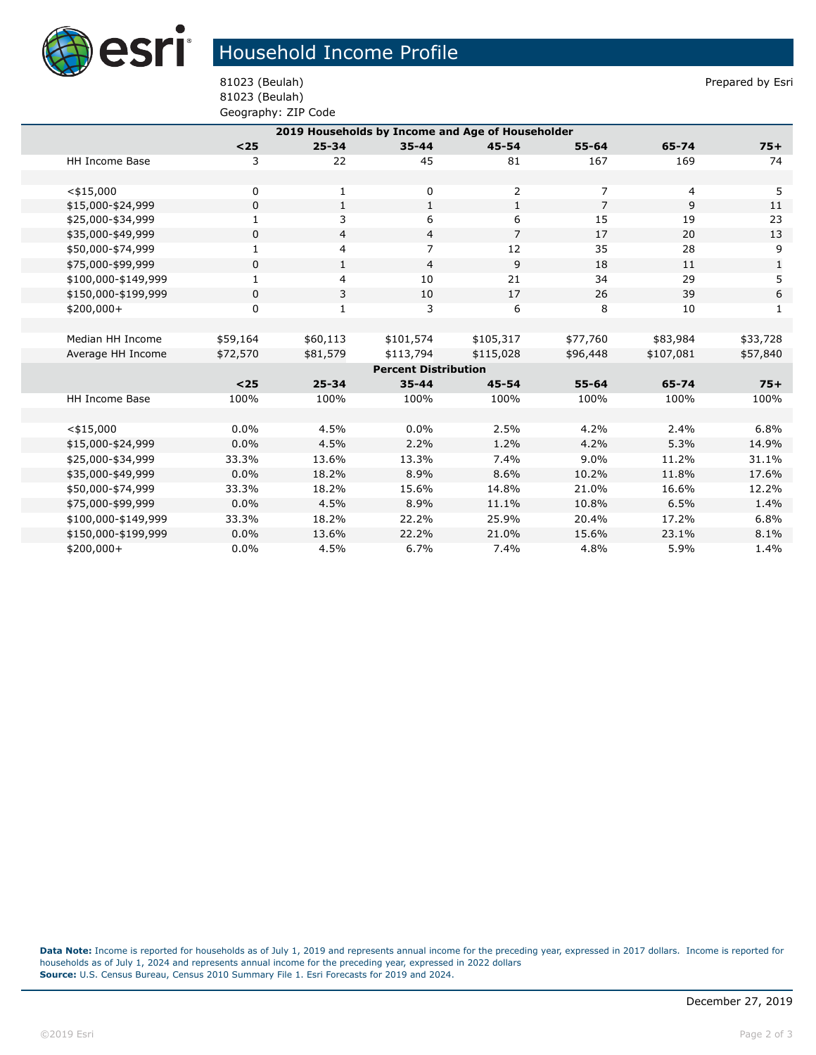# Household Income Profile

81023 (Beulah)
81023 (Beulah)
Geography: ZIP Code

Prepared by Esri

| 2019 Households by Income and Age of Householder | | | | | | | |
|---|---|---|---|---|---|---|---|
| | **<25** | **25-34** | **35-44** | **45-54** | **55-64** | **65-74** | **75+** |
| HH Income Base | 3 | 22 | 45 | 81 | 167 | 169 | 74 |
| | | | | | | | |
| <$15,000 | 0 | 1 | 0 | 2 | 7 | 4 | 5 |
| $15,000-$24,999 | 0 | 1 | 1 | 1 | 7 | 9 | 11 |
| $25,000-$34,999 | 1 | 3 | 6 | 6 | 15 | 19 | 23 |
| $35,000-$49,999 | 0 | 4 | 4 | 7 | 17 | 20 | 13 |
| $50,000-$74,999 | 1 | 4 | 7 | 12 | 35 | 28 | 9 |
| $75,000-$99,999 | 0 | 1 | 4 | 9 | 18 | 11 | 1 |
| $100,000-$149,999 | 1 | 4 | 10 | 21 | 34 | 29 | 5 |
| $150,000-$199,999 | 0 | 3 | 10 | 17 | 26 | 39 | 6 |
| $200,000+ | 0 | 1 | 3 | 6 | 8 | 10 | 1 |
| | | | | | | | |
| Median HH Income | $59,164 | $60,113 | $101,574 | $105,317 | $77,760 | $83,984 | $33,728 |
| Average HH Income | $72,570 | $81,579 | $113,794 | $115,028 | $96,448 | $107,081 | $57,840 |
| **Percent Distribution** | | | | | | | |
| | **<25** | **25-34** | **35-44** | **45-54** | **55-64** | **65-74** | **75+** |
| HH Income Base | 100% | 100% | 100% | 100% | 100% | 100% | 100% |
| | | | | | | | |
| <$15,000 | 0.0% | 4.5% | 0.0% | 2.5% | 4.2% | 2.4% | 6.8% |
| $15,000-$24,999 | 0.0% | 4.5% | 2.2% | 1.2% | 4.2% | 5.3% | 14.9% |
| $25,000-$34,999 | 33.3% | 13.6% | 13.3% | 7.4% | 9.0% | 11.2% | 31.1% |
| $35,000-$49,999 | 0.0% | 18.2% | 8.9% | 8.6% | 10.2% | 11.8% | 17.6% |
| $50,000-$74,999 | 33.3% | 18.2% | 15.6% | 14.8% | 21.0% | 16.6% | 12.2% |
| $75,000-$99,999 | 0.0% | 4.5% | 8.9% | 11.1% | 10.8% | 6.5% | 1.4% |
| $100,000-$149,999 | 33.3% | 18.2% | 22.2% | 25.9% | 20.4% | 17.2% | 6.8% |
| $150,000-$199,999 | 0.0% | 13.6% | 22.2% | 21.0% | 15.6% | 23.1% | 8.1% |
| $200,000+ | 0.0% | 4.5% | 6.7% | 7.4% | 4.8% | 5.9% | 1.4% |

**Data Note:** Income is reported for households as of July 1, 2019 and represents annual income for the preceding year, expressed in 2017 dollars. Income is reported for households as of July 1, 2024 and represents annual income for the preceding year, expressed in 2022 dollars
**Source:** U.S. Census Bureau, Census 2010 Summary File 1. Esri Forecasts for 2019 and 2024.

December 27, 2019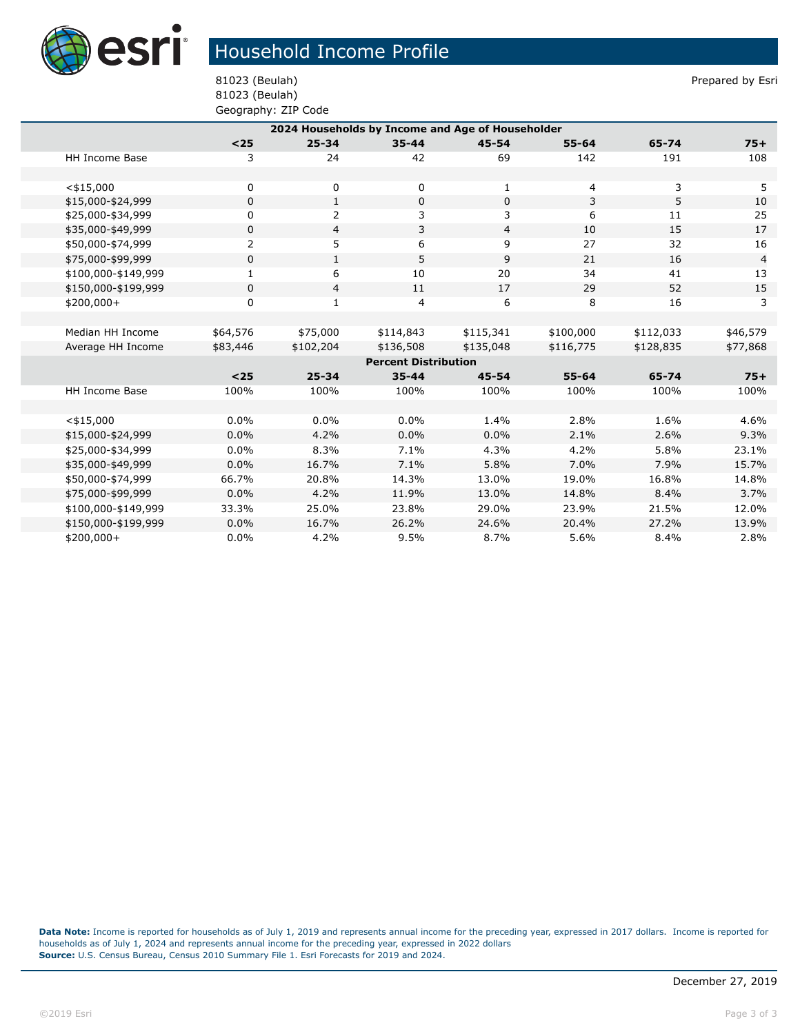# Household Income Profile

81023 (Beulah)
81023 (Beulah)
Geography: ZIP Code

Prepared by Esri

| 2024 Households by Income and Age of Householder | | | | | | | |
|---|---|---|---|---|---|---|---|
| | **<25** | **25-34** | **35-44** | **45-54** | **55-64** | **65-74** | **75+** |
| HH Income Base | 3 | 24 | 42 | 69 | 142 | 191 | 108 |
| | | | | | | | |
| <$15,000 | 0 | 0 | 0 | 1 | 4 | 3 | 5 |
| $15,000-$24,999 | 0 | 1 | 0 | 0 | 3 | 5 | 10 |
| $25,000-$34,999 | 0 | 2 | 3 | 3 | 6 | 11 | 25 |
| $35,000-$49,999 | 0 | 4 | 3 | 4 | 10 | 15 | 17 |
| $50,000-$74,999 | 2 | 5 | 6 | 9 | 27 | 32 | 16 |
| $75,000-$99,999 | 0 | 1 | 5 | 9 | 21 | 16 | 4 |
| $100,000-$149,999 | 1 | 6 | 10 | 20 | 34 | 41 | 13 |
| $150,000-$199,999 | 0 | 4 | 11 | 17 | 29 | 52 | 15 |
| $200,000+ | 0 | 1 | 4 | 6 | 8 | 16 | 3 |
| | | | | | | | |
| Median HH Income | $64,576 | $75,000 | $114,843 | $115,341 | $100,000 | $112,033 | $46,579 |
| Average HH Income | $83,446 | $102,204 | $136,508 | $135,048 | $116,775 | $128,835 | $77,868 |
| **Percent Distribution** | | | | | | | |
| | **<25** | **25-34** | **35-44** | **45-54** | **55-64** | **65-74** | **75+** |
| HH Income Base | 100% | 100% | 100% | 100% | 100% | 100% | 100% |
| | | | | | | | |
| <$15,000 | 0.0% | 0.0% | 0.0% | 1.4% | 2.8% | 1.6% | 4.6% |
| $15,000-$24,999 | 0.0% | 4.2% | 0.0% | 0.0% | 2.1% | 2.6% | 9.3% |
| $25,000-$34,999 | 0.0% | 8.3% | 7.1% | 4.3% | 4.2% | 5.8% | 23.1% |
| $35,000-$49,999 | 0.0% | 16.7% | 7.1% | 5.8% | 7.0% | 7.9% | 15.7% |
| $50,000-$74,999 | 66.7% | 20.8% | 14.3% | 13.0% | 19.0% | 16.8% | 14.8% |
| $75,000-$99,999 | 0.0% | 4.2% | 11.9% | 13.0% | 14.8% | 8.4% | 3.7% |
| $100,000-$149,999 | 33.3% | 25.0% | 23.8% | 29.0% | 23.9% | 21.5% | 12.0% |
| $150,000-$199,999 | 0.0% | 16.7% | 26.2% | 24.6% | 20.4% | 27.2% | 13.9% |
| $200,000+ | 0.0% | 4.2% | 9.5% | 8.7% | 5.6% | 8.4% | 2.8% |

**Data Note:** Income is reported for households as of July 1, 2019 and represents annual income for the preceding year, expressed in 2017 dollars. Income is reported for households as of July 1, 2024 and represents annual income for the preceding year, expressed in 2022 dollars
**Source:** U.S. Census Bureau, Census 2010 Summary File 1. Esri Forecasts for 2019 and 2024.

December 27, 2019